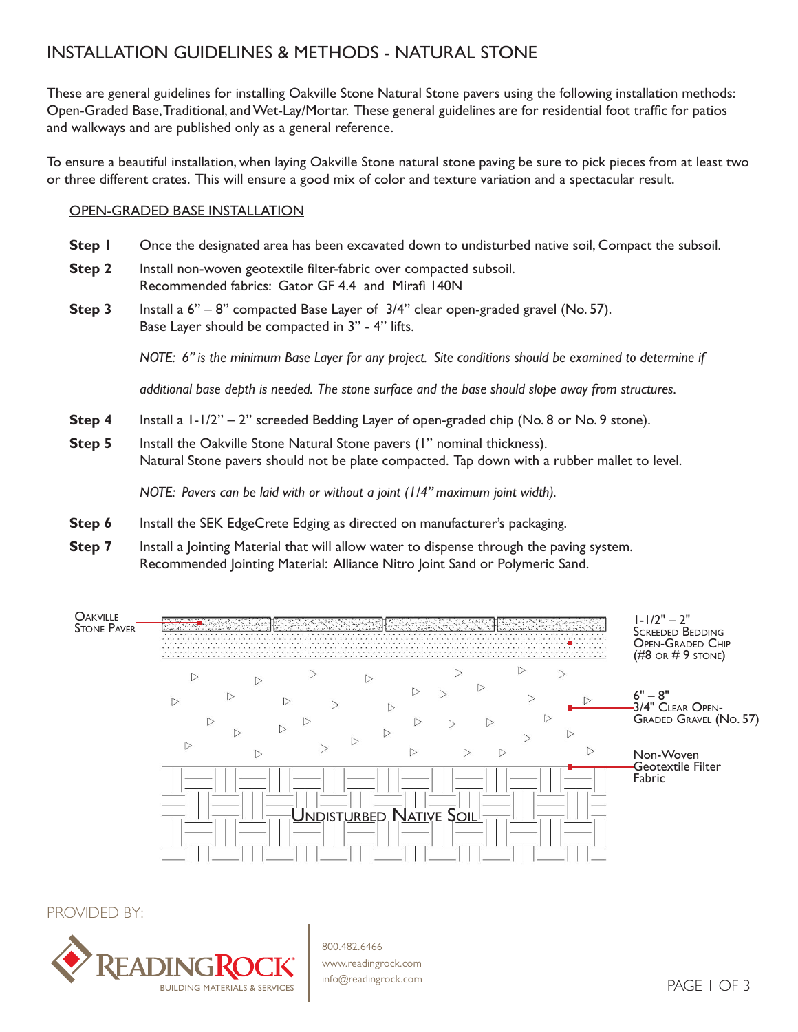# INSTALLATION GUIDELINES & METHODS - NATURAL STONE

These are general guidelines for installing Oakville Stone Natural Stone pavers using the following installation methods: Open-Graded Base, Traditional, and Wet-Lay/Mortar. These general guidelines are for residential foot traffic for patios and walkways and are published only as a general reference.

To ensure a beautiful installation, when laying Oakville Stone natural stone paving be sure to pick pieces from at least two or three different crates. This will ensure a good mix of color and texture variation and a spectacular result.

## OPEN-GRADED BASE INSTALLATION

**Step 1** Once the designated area has been excavated down to undisturbed native soil, Compact the subsoil.

**Step 2** Install non-woven geotextile filter-fabric over compacted subsoil.
Recommended fabrics: Gator GF 4.4 and Mirafi 140N

**Step 3** Install a 6" – 8" compacted Base Layer of 3/4" clear open-graded gravel (No. 57).
Base Layer should be compacted in 3" - 4" lifts.

*NOTE: 6" is the minimum Base Layer for any project. Site conditions should be examined to determine if additional base depth is needed. The stone surface and the base should slope away from structures.*

**Step 4** Install a 1-1/2" – 2" screeded Bedding Layer of open-graded chip (No. 8 or No. 9 stone).

**Step 5** Install the Oakville Stone Natural Stone pavers (1" nominal thickness).
Natural Stone pavers should not be plate compacted. Tap down with a rubber mallet to level.

*NOTE: Pavers can be laid with or without a joint (1/4" maximum joint width).*

**Step 6** Install the SEK EdgeCrete Edging as directed on manufacturer's packaging.

**Step 7** Install a Jointing Material that will allow water to dispense through the paving system.
Recommended Jointing Material: Alliance Nitro Joint Sand or Polymeric Sand.

Oakville Stone Paver

1-1/2" – 2" Screeded Bedding Open-Graded Chip (#8 or # 9 stone)

6" – 8" 3/4" Clear Open-Graded Gravel (No. 57)

Non-Woven Geotextile Filter Fabric

Undisturbed Native Soil

PROVIDED BY:

ReadingRock® Building Materials & Services

800.482.6466
www.readingrock.com
info@readingrock.com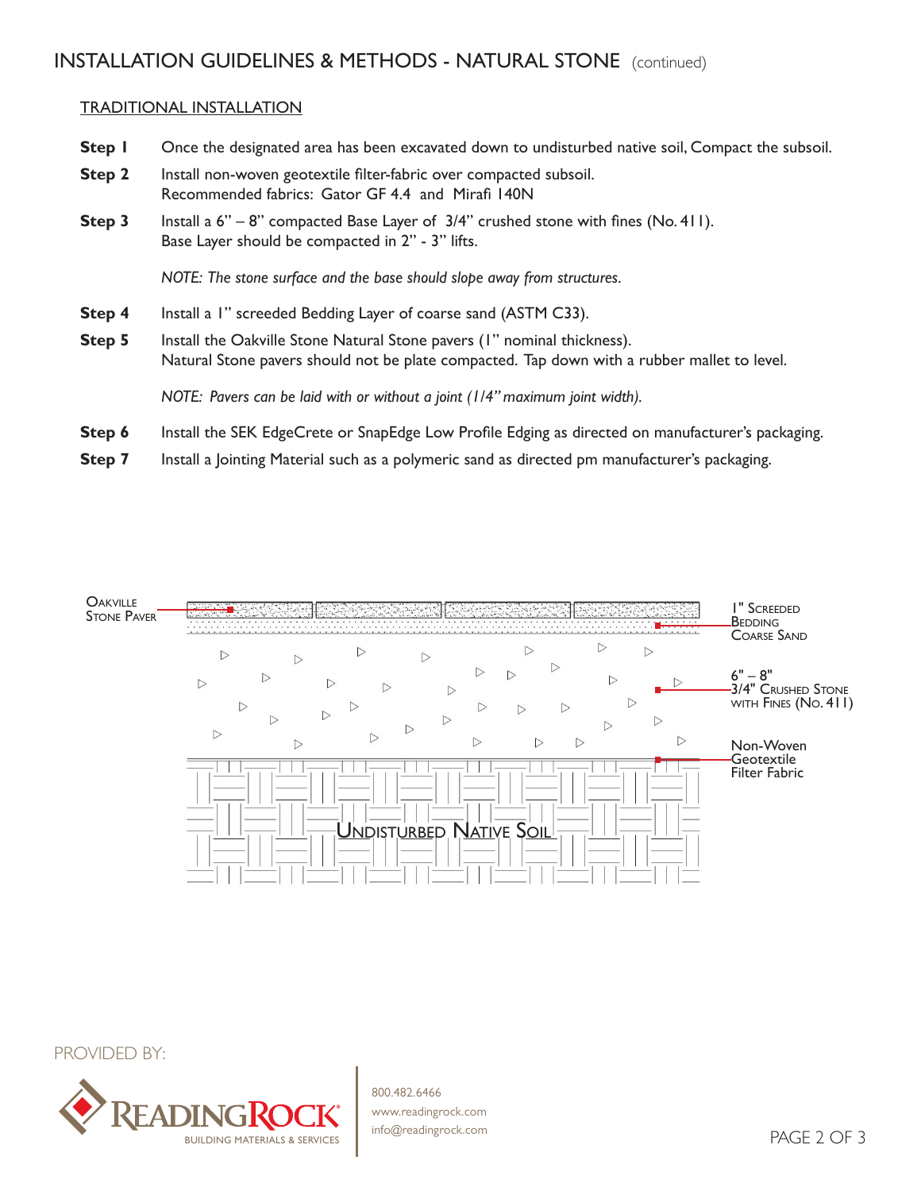# INSTALLATION GUIDELINES & METHODS - NATURAL STONE (continued)

## TRADITIONAL INSTALLATION

**Step 1** Once the designated area has been excavated down to undisturbed native soil, Compact the subsoil.

**Step 2** Install non-woven geotextile filter-fabric over compacted subsoil.
Recommended fabrics: Gator GF 4.4 and Mirafi 140N

**Step 3** Install a 6" – 8" compacted Base Layer of 3/4" crushed stone with fines (No. 411).
Base Layer should be compacted in 2" - 3" lifts.

*NOTE: The stone surface and the base should slope away from structures.*

**Step 4** Install a 1" screeded Bedding Layer of coarse sand (ASTM C33).

**Step 5** Install the Oakville Stone Natural Stone pavers (1" nominal thickness).
Natural Stone pavers should not be plate compacted. Tap down with a rubber mallet to level.

*NOTE: Pavers can be laid with or without a joint (1/4" maximum joint width).*

**Step 6** Install the SEK EdgeCrete or SnapEdge Low Profile Edging as directed on manufacturer's packaging.

**Step 7** Install a Jointing Material such as a polymeric sand as directed pm manufacturer's packaging.

OAKVILLE STONE PAVER

1" SCREEDED BEDDING COARSE SAND

6" – 8" 3/4" CRUSHED STONE WITH FINES (NO. 411)

Non-Woven Geotextile Filter Fabric

UNDISTURBED NATIVE SOIL

PROVIDED BY:

READINGROCK® BUILDING MATERIALS & SERVICES

800.482.6466
www.readingrock.com
info@readingrock.com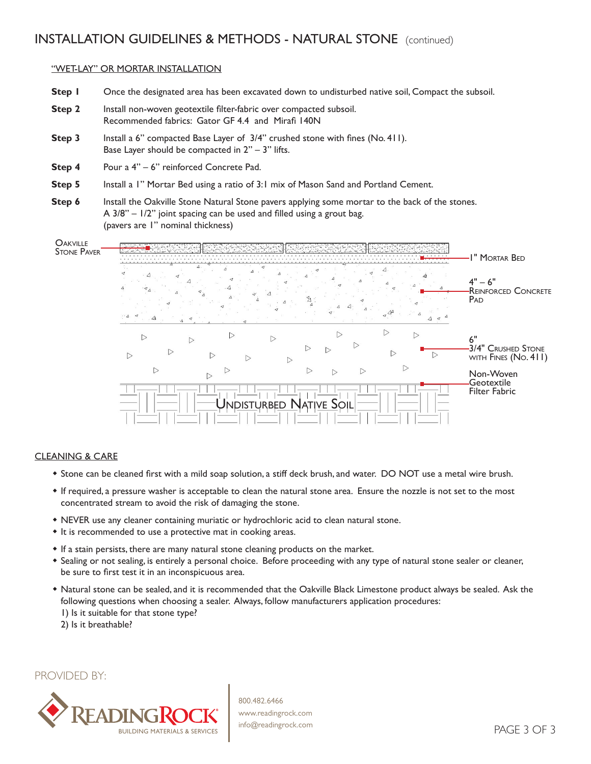# INSTALLATION GUIDELINES & METHODS - NATURAL STONE (continued)

## "WET-LAY" OR MORTAR INSTALLATION

**Step 1** Once the designated area has been excavated down to undisturbed native soil, Compact the subsoil.

**Step 2** Install non-woven geotextile filter-fabric over compacted subsoil.
Recommended fabrics: Gator GF 4.4 and Mirafi 140N

**Step 3** Install a 6" compacted Base Layer of 3/4" crushed stone with fines (No. 411).
Base Layer should be compacted in 2" – 3" lifts.

**Step 4** Pour a 4" – 6" reinforced Concrete Pad.

**Step 5** Install a 1" Mortar Bed using a ratio of 3:1 mix of Mason Sand and Portland Cement.

**Step 6** Install the Oakville Stone Natural Stone pavers applying some mortar to the back of the stones.
A 3/8" – 1/2" joint spacing can be used and filled using a grout bag.
(pavers are 1" nominal thickness)

Oakville Stone Paver

1" Mortar Bed

4" – 6"
Reinforced Concrete Pad

6"
3/4" Crushed Stone with Fines (No. 411)

Non-Woven Geotextile Filter Fabric

Undisturbed Native Soil

## CLEANING & CARE

- Stone can be cleaned first with a mild soap solution, a stiff deck brush, and water. DO NOT use a metal wire brush.
- If required, a pressure washer is acceptable to clean the natural stone area. Ensure the nozzle is not set to the most concentrated stream to avoid the risk of damaging the stone.
- NEVER use any cleaner containing muriatic or hydrochloric acid to clean natural stone.
- It is recommended to use a protective mat in cooking areas.
- If a stain persists, there are many natural stone cleaning products on the market.
- Sealing or not sealing, is entirely a personal choice. Before proceeding with any type of natural stone sealer or cleaner, be sure to first test it in an inconspicuous area.
- Natural stone can be sealed, and it is recommended that the Oakville Black Limestone product always be sealed. Ask the following questions when choosing a sealer. Always, follow manufacturers application procedures:
  1) Is it suitable for that stone type?
  2) Is it breathable?

PROVIDED BY:

ReadingRock®
BUILDING MATERIALS & SERVICES

800.482.6466
www.readingrock.com
info@readingrock.com